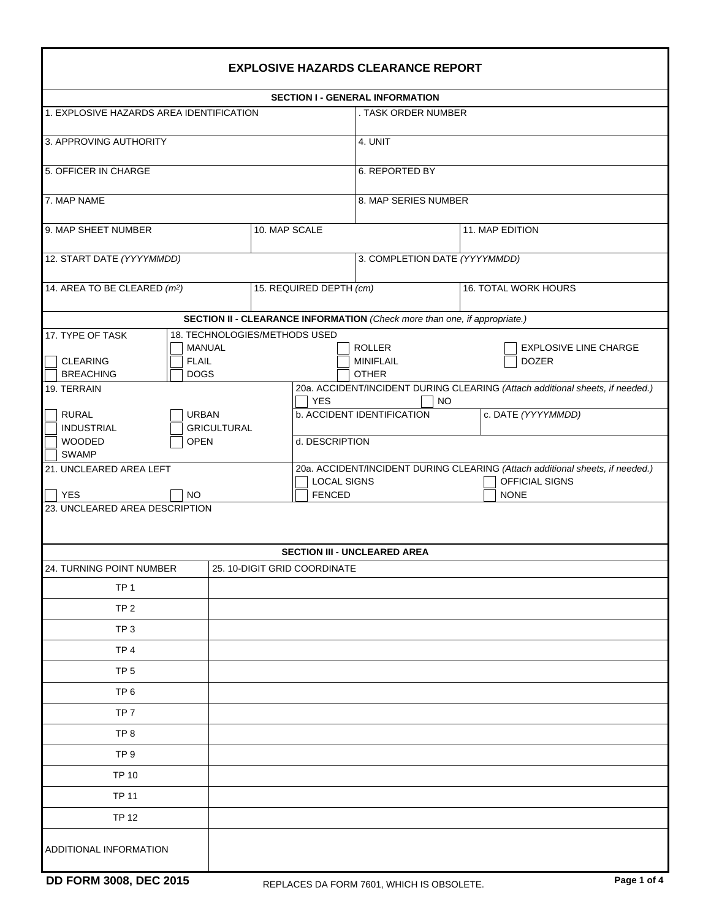# EXPLOSIVE HAZARDS CLEARANCE REPORT

## SECTION I - GENERAL INFORMATION

| | | |
|---|---|---|
| 1. EXPLOSIVE HAZARDS AREA IDENTIFICATION | | . TASK ORDER NUMBER |
| 3. APPROVING AUTHORITY | | 4. UNIT |
| 5. OFFICER IN CHARGE | | 6. REPORTED BY |
| 7. MAP NAME | | 8. MAP SERIES NUMBER |
| 9. MAP SHEET NUMBER | 10. MAP SCALE | 11. MAP EDITION |
| 12. START DATE *(YYYYMMDD)* | | 3. COMPLETION DATE *(YYYYMMDD)* |
| 14. AREA TO BE CLEARED *(m2)* | 15. REQUIRED DEPTH *(cm)* | 16. TOTAL WORK HOURS |

## SECTION II - CLEARANCE INFORMATION *(Check more than one, if appropriate.)*

**17. TYPE OF TASK**

- ☐ CLEARING
- ☐ BREACHING

**18. TECHNOLOGIES/METHODS USED**

- ☐ MANUAL
- ☐ FLAIL
- ☐ DOGS
- ☐ ROLLER
- ☐ MINIFLAIL
- ☐ OTHER
- ☐ EXPLOSIVE LINE CHARGE
- ☐ DOZER

**19. TERRAIN**

- ☐ RURAL
- ☐ INDUSTRIAL
- ☐ WOODED
- ☐ SWAMP
- ☐ URBAN
- ☐ GRICULTURAL
- ☐ OPEN

**20a. ACCIDENT/INCIDENT DURING CLEARING** *(Attach additional sheets, if needed.)*

- ☐ YES
- ☐ NO

| b. ACCIDENT IDENTIFICATION | c. DATE *(YYYYMMDD)* |
|---|---|
| | |

d. DESCRIPTION

**21. UNCLEARED AREA LEFT**

- ☐ YES
- ☐ NO

**20a. ACCIDENT/INCIDENT DURING CLEARING** *(Attach additional sheets, if needed.)*

- ☐ LOCAL SIGNS
- ☐ FENCED
- ☐ OFFICIAL SIGNS
- ☐ NONE

23. UNCLEARED AREA DESCRIPTION

## SECTION III - UNCLEARED AREA

| 24. TURNING POINT NUMBER | 25. 10-DIGIT GRID COORDINATE |
|---|---|
| TP 1 | |
| TP 2 | |
| TP 3 | |
| TP 4 | |
| TP 5 | |
| TP 6 | |
| TP 7 | |
| TP 8 | |
| TP 9 | |
| TP 10 | |
| TP 11 | |
| TP 12 | |
| ADDITIONAL INFORMATION | |

**DD FORM 3008, DEC 2015**

REPLACES DA FORM 7601, WHICH IS OBSOLETE.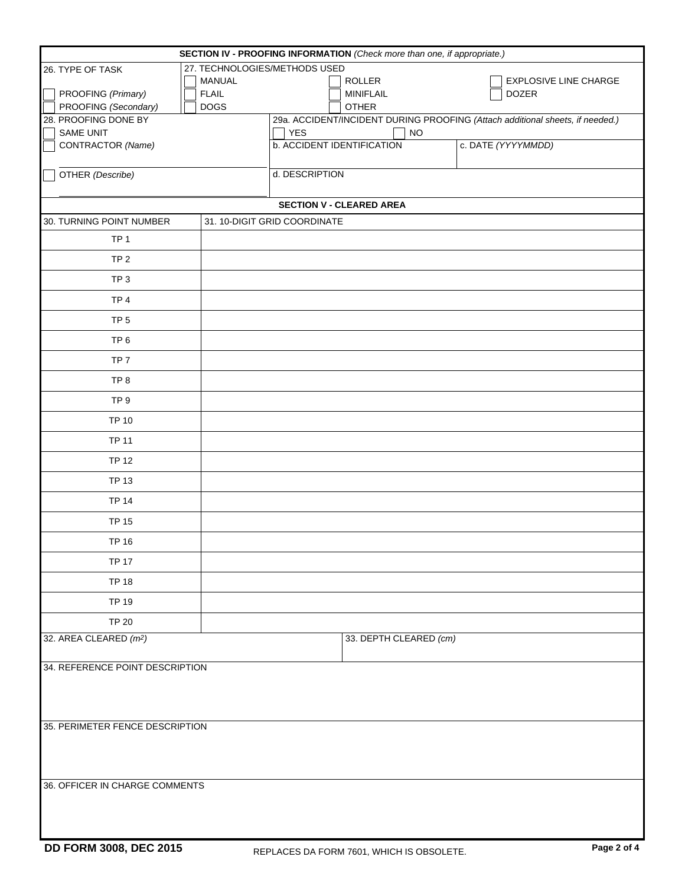## SECTION IV - PROOFING INFORMATION *(Check more than one, if appropriate.)*

26. TYPE OF TASK

- [ ] PROOFING *(Primary)*
- [ ] PROOFING *(Secondary)*

27. TECHNOLOGIES/METHODS USED

- [ ] MANUAL
- [ ] FLAIL
- [ ] DOGS
- [ ] ROLLER
- [ ] MINIFLAIL
- [ ] OTHER
- [ ] EXPLOSIVE LINE CHARGE
- [ ] DOZER

28. PROOFING DONE BY

- [ ] SAME UNIT
- [ ] CONTRACTOR *(Name)* ____________________
- [ ] OTHER *(Describe)* ____________________

29a. ACCIDENT/INCIDENT DURING PROOFING *(Attach additional sheets, if needed.)*

- [ ] YES
- [ ] NO

b. ACCIDENT IDENTIFICATION

c. DATE *(YYYYMMDD)*

d. DESCRIPTION

## SECTION V - CLEARED AREA

| 30. TURNING POINT NUMBER | 31. 10-DIGIT GRID COORDINATE |
|---|---|
| TP 1 | |
| TP 2 | |
| TP 3 | |
| TP 4 | |
| TP 5 | |
| TP 6 | |
| TP 7 | |
| TP 8 | |
| TP 9 | |
| TP 10 | |
| TP 11 | |
| TP 12 | |
| TP 13 | |
| TP 14 | |
| TP 15 | |
| TP 16 | |
| TP 17 | |
| TP 18 | |
| TP 19 | |
| TP 20 | |

32. AREA CLEARED *($m^2$)*

33. DEPTH CLEARED *(cm)*

34. REFERENCE POINT DESCRIPTION

35. PERIMETER FENCE DESCRIPTION

36. OFFICER IN CHARGE COMMENTS

**DD FORM 3008, DEC 2015**

REPLACES DA FORM 7601, WHICH IS OBSOLETE.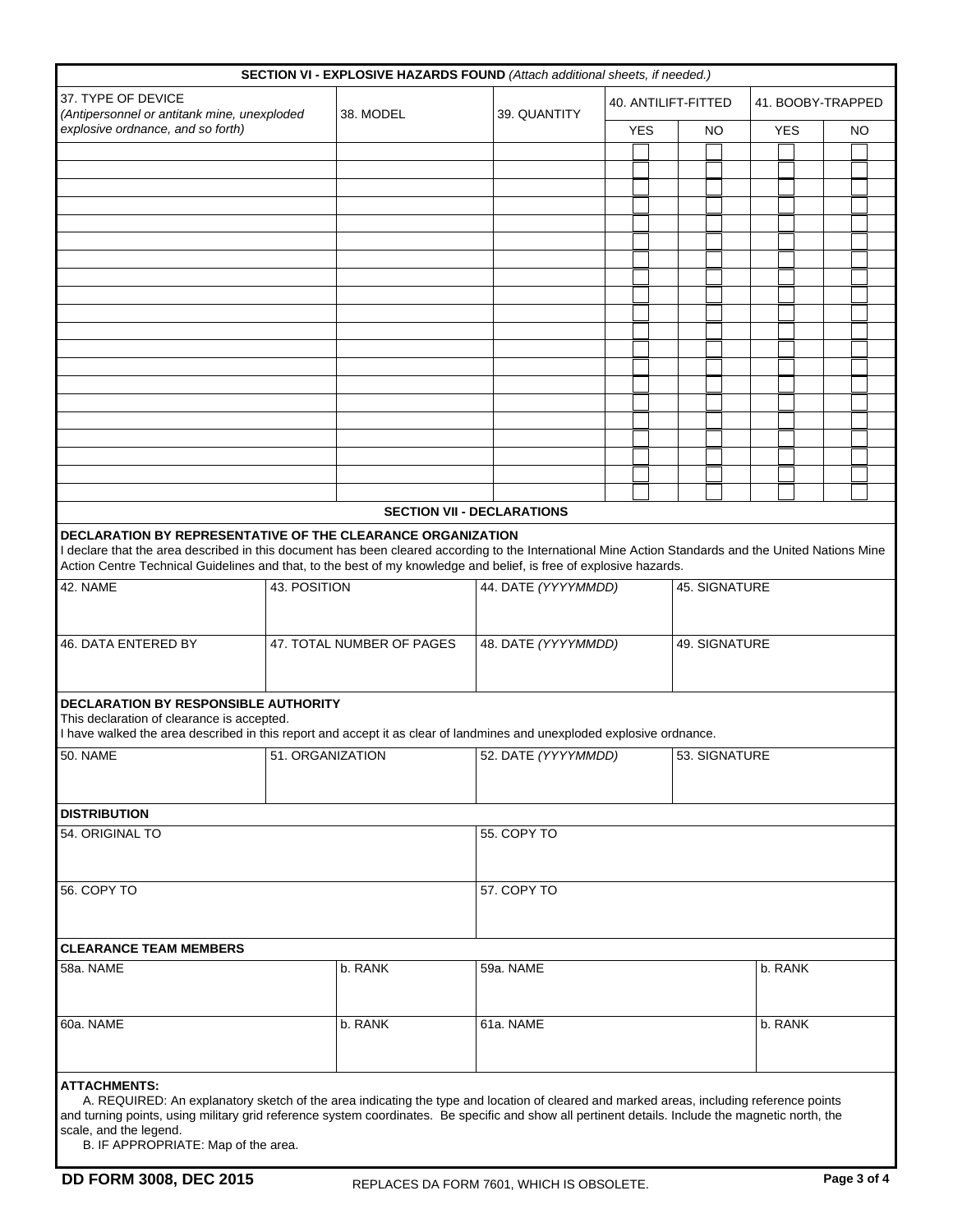## SECTION VI - EXPLOSIVE HAZARDS FOUND *(Attach additional sheets, if needed.)*

| 37. TYPE OF DEVICE *(Antipersonnel or antitank mine, unexploded explosive ordnance, and so forth)* | 38. MODEL | 39. QUANTITY | 40. ANTILIFT-FITTED | | 41. BOOBY-TRAPPED | |
|---|---|---|---|---|---|---|
| | | | YES | NO | YES | NO |
| | | | ☐ | ☐ | ☐ | ☐ |
| | | | ☐ | ☐ | ☐ | ☐ |
| | | | ☐ | ☐ | ☐ | ☐ |
| | | | ☐ | ☐ | ☐ | ☐ |
| | | | ☐ | ☐ | ☐ | ☐ |
| | | | ☐ | ☐ | ☐ | ☐ |
| | | | ☐ | ☐ | ☐ | ☐ |
| | | | ☐ | ☐ | ☐ | ☐ |
| | | | ☐ | ☐ | ☐ | ☐ |
| | | | ☐ | ☐ | ☐ | ☐ |
| | | | ☐ | ☐ | ☐ | ☐ |
| | | | ☐ | ☐ | ☐ | ☐ |
| | | | ☐ | ☐ | ☐ | ☐ |
| | | | ☐ | ☐ | ☐ | ☐ |
| | | | ☐ | ☐ | ☐ | ☐ |
| | | | ☐ | ☐ | ☐ | ☐ |
| | | | ☐ | ☐ | ☐ | ☐ |
| | | | ☐ | ☐ | ☐ | ☐ |
| | | | ☐ | ☐ | ☐ | ☐ |
| | | | ☐ | ☐ | ☐ | ☐ |

## SECTION VII - DECLARATIONS

**DECLARATION BY REPRESENTATIVE OF THE CLEARANCE ORGANIZATION**

I declare that the area described in this document has been cleared according to the International Mine Action Standards and the United Nations Mine Action Centre Technical Guidelines and that, to the best of my knowledge and belief, is free of explosive hazards.

| 42. NAME | 43. POSITION | 44. DATE *(YYYYMMDD)* | 45. SIGNATURE |
|---|---|---|---|
| | | | |

| 46. DATA ENTERED BY | 47. TOTAL NUMBER OF PAGES | 48. DATE *(YYYYMMDD)* | 49. SIGNATURE |
|---|---|---|---|
| | | | |

**DECLARATION BY RESPONSIBLE AUTHORITY**

This declaration of clearance is accepted.

I have walked the area described in this report and accept it as clear of landmines and unexploded explosive ordnance.

| 50. NAME | 51. ORGANIZATION | 52. DATE *(YYYYMMDD)* | 53. SIGNATURE |
|---|---|---|---|
| | | | |

**DISTRIBUTION**

| 54. ORIGINAL TO | 55. COPY TO |
|---|---|
| | |
| 56. COPY TO | 57. COPY TO |
| | |

**CLEARANCE TEAM MEMBERS**

| 58a. NAME | b. RANK | 59a. NAME | b. RANK |
|---|---|---|---|
| | | | |
| 60a. NAME | b. RANK | 61a. NAME | b. RANK |
| | | | |

**ATTACHMENTS:**

A. REQUIRED: An explanatory sketch of the area indicating the type and location of cleared and marked areas, including reference points and turning points, using military grid reference system coordinates. Be specific and show all pertinent details. Include the magnetic north, the scale, and the legend.

B. IF APPROPRIATE: Map of the area.

**DD FORM 3008, DEC 2015** REPLACES DA FORM 7601, WHICH IS OBSOLETE.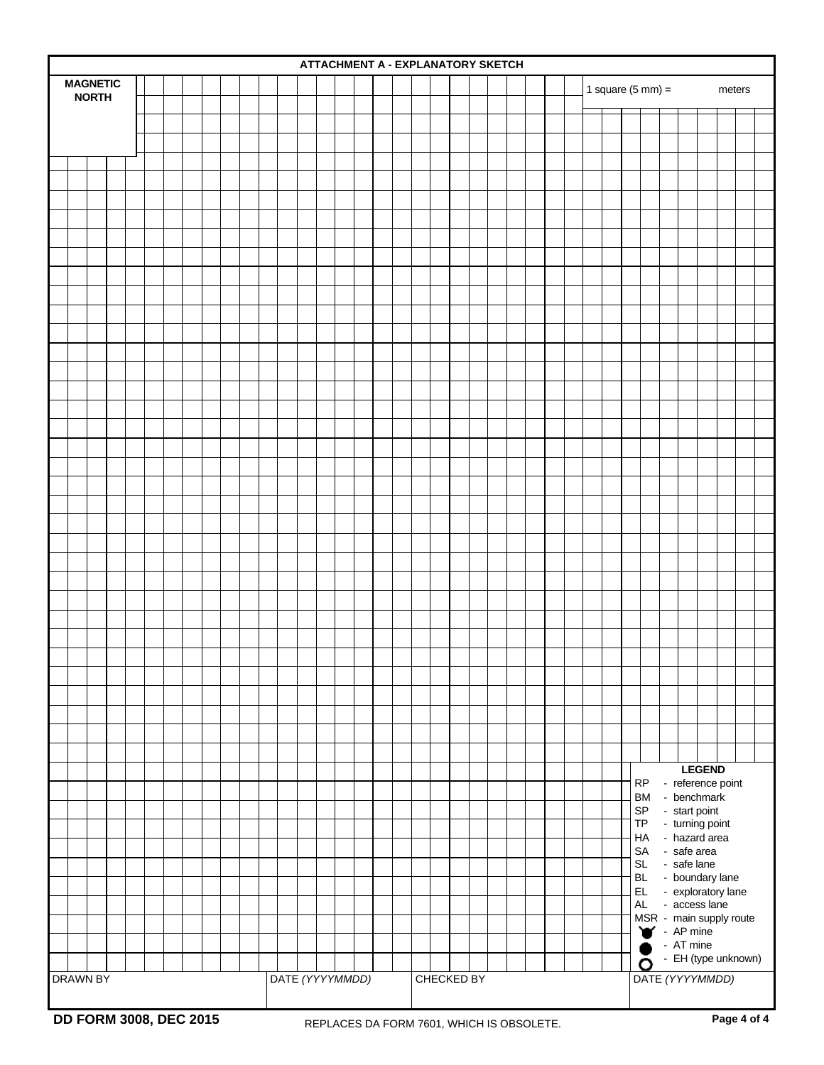## ATTACHMENT A - EXPLANATORY SKETCH

**MAGNETIC NORTH**

1 square (5 mm) = meters

**LEGEND**

RP - reference point
BM - benchmark
SP - start point
TP - turning point
HA - hazard area
SA - safe area
SL - safe lane
BL - boundary lane
EL - exploratory lane
AL - access lane
MSR - main supply route
- AP mine
- AT mine
- EH (type unknown)

| DRAWN BY | DATE *(YYYYMMDD)* | CHECKED BY | DATE *(YYYYMMDD)* |
|---|---|---|---|
| | | | |

**DD FORM 3008, DEC 2015**

REPLACES DA FORM 7601, WHICH IS OBSOLETE.